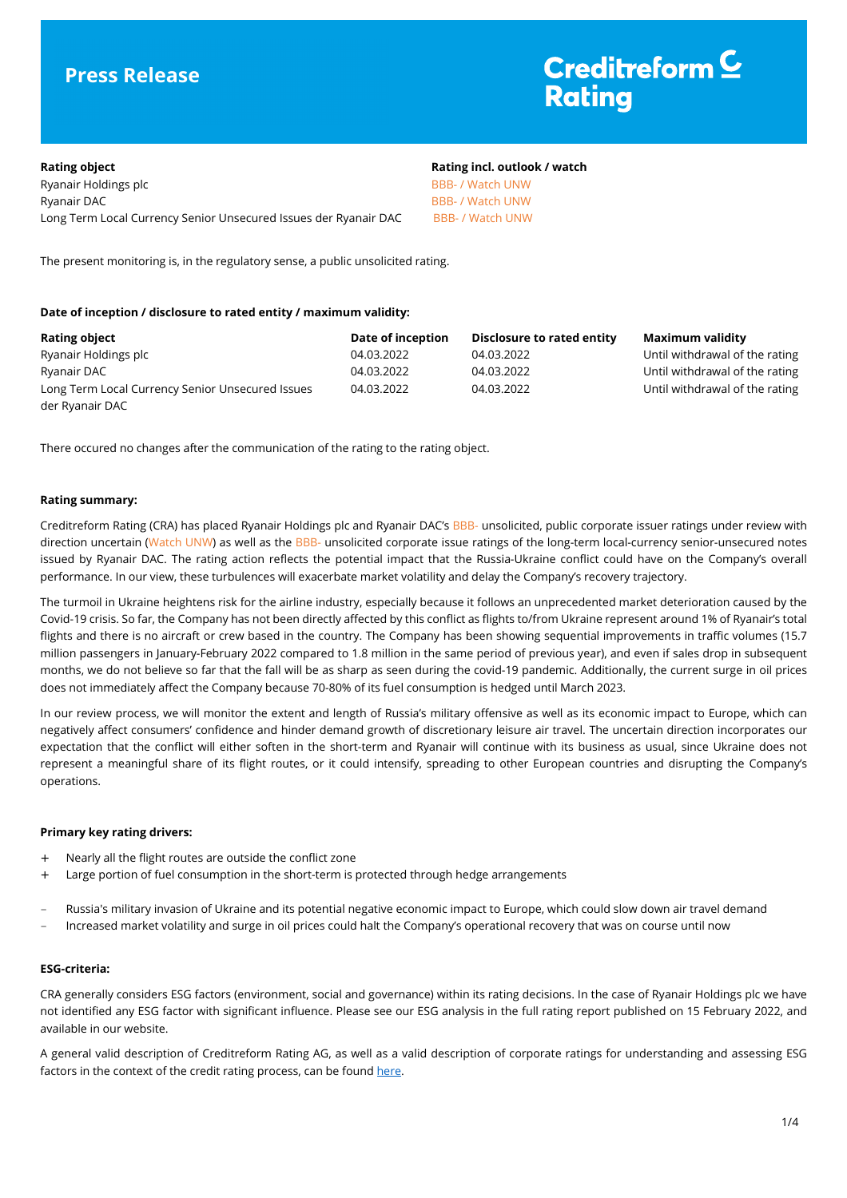# Press Release

**Creditreform Rating**

| Rating object | Rating incl. outlook / watch |
|---|---|
| Ryanair Holdings plc | BBB- / Watch UNW |
| Ryanair DAC | BBB- / Watch UNW |
| Long Term Local Currency Senior Unsecured Issues der Ryanair DAC | BBB- / Watch UNW |

The present monitoring is, in the regulatory sense, a public unsolicited rating.

**Date of inception / disclosure to rated entity / maximum validity:**

| Rating object | Date of inception | Disclosure to rated entity | Maximum validity |
|---|---|---|---|
| Ryanair Holdings plc | 04.03.2022 | 04.03.2022 | Until withdrawal of the rating |
| Ryanair DAC | 04.03.2022 | 04.03.2022 | Until withdrawal of the rating |
| Long Term Local Currency Senior Unsecured Issues der Ryanair DAC | 04.03.2022 | 04.03.2022 | Until withdrawal of the rating |

There occured no changes after the communication of the rating to the rating object.

**Rating summary:**

Creditreform Rating (CRA) has placed Ryanair Holdings plc and Ryanair DAC's BBB- unsolicited, public corporate issuer ratings under review with direction uncertain (Watch UNW) as well as the BBB- unsolicited corporate issue ratings of the long-term local-currency senior-unsecured notes issued by Ryanair DAC. The rating action reflects the potential impact that the Russia-Ukraine conflict could have on the Company's overall performance. In our view, these turbulences will exacerbate market volatility and delay the Company's recovery trajectory.

The turmoil in Ukraine heightens risk for the airline industry, especially because it follows an unprecedented market deterioration caused by the Covid-19 crisis. So far, the Company has not been directly affected by this conflict as flights to/from Ukraine represent around 1% of Ryanair's total flights and there is no aircraft or crew based in the country. The Company has been showing sequential improvements in traffic volumes (15.7 million passengers in January-February 2022 compared to 1.8 million in the same period of previous year), and even if sales drop in subsequent months, we do not believe so far that the fall will be as sharp as seen during the covid-19 pandemic. Additionally, the current surge in oil prices does not immediately affect the Company because 70-80% of its fuel consumption is hedged until March 2023.

In our review process, we will monitor the extent and length of Russia's military offensive as well as its economic impact to Europe, which can negatively affect consumers' confidence and hinder demand growth of discretionary leisure air travel. The uncertain direction incorporates our expectation that the conflict will either soften in the short-term and Ryanair will continue with its business as usual, since Ukraine does not represent a meaningful share of its flight routes, or it could intensify, spreading to other European countries and disrupting the Company's operations.

**Primary key rating drivers:**

+ Nearly all the flight routes are outside the conflict zone
+ Large portion of fuel consumption in the short-term is protected through hedge arrangements

- Russia's military invasion of Ukraine and its potential negative economic impact to Europe, which could slow down air travel demand
- Increased market volatility and surge in oil prices could halt the Company's operational recovery that was on course until now

**ESG-criteria:**

CRA generally considers ESG factors (environment, social and governance) within its rating decisions. In the case of Ryanair Holdings plc we have not identified any ESG factor with significant influence. Please see our ESG analysis in the full rating report published on 15 February 2022, and available in our website.

A general valid description of Creditreform Rating AG, as well as a valid description of corporate ratings for understanding and assessing ESG factors in the context of the credit rating process, can be found here.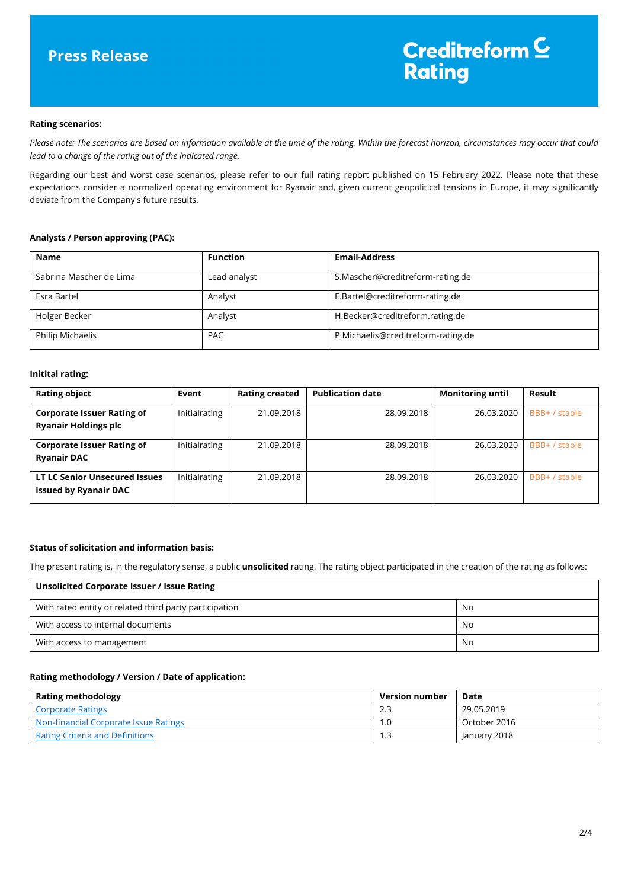**Rating scenarios:**

*Please note: The scenarios are based on information available at the time of the rating. Within the forecast horizon, circumstances may occur that could lead to a change of the rating out of the indicated range.*

Regarding our best and worst case scenarios, please refer to our full rating report published on 15 February 2022. Please note that these expectations consider a normalized operating environment for Ryanair and, given current geopolitical tensions in Europe, it may significantly deviate from the Company's future results.

**Analysts / Person approving (PAC):**

| Name | Function | Email-Address |
|---|---|---|
| Sabrina Mascher de Lima | Lead analyst | S.Mascher@creditreform-rating.de |
| Esra Bartel | Analyst | E.Bartel@creditreform-rating.de |
| Holger Becker | Analyst | H.Becker@creditreform.rating.de |
| Philip Michaelis | PAC | P.Michaelis@creditreform-rating.de |

**Initital rating:**

| Rating object | Event | Rating created | Publication date | Monitoring until | Result |
|---|---|---|---|---|---|
| **Corporate Issuer Rating of Ryanair Holdings plc** | Initialrating | 21.09.2018 | 28.09.2018 | 26.03.2020 | BBB+ / stable |
| **Corporate Issuer Rating of Ryanair DAC** | Initialrating | 21.09.2018 | 28.09.2018 | 26.03.2020 | BBB+ / stable |
| **LT LC Senior Unsecured Issues issued by Ryanair DAC** | Initialrating | 21.09.2018 | 28.09.2018 | 26.03.2020 | BBB+ / stable |

**Status of solicitation and information basis:**

The present rating is, in the regulatory sense, a public **unsolicited** rating. The rating object participated in the creation of the rating as follows:

| Unsolicited Corporate Issuer / Issue Rating | |
|---|---|
| With rated entity or related third party participation | No |
| With access to internal documents | No |
| With access to management | No |

**Rating methodology / Version / Date of application:**

| Rating methodology | Version number | Date |
|---|---|---|
| Corporate Ratings | 2.3 | 29.05.2019 |
| Non-financial Corporate Issue Ratings | 1.0 | October 2016 |
| Rating Criteria and Definitions | 1.3 | January 2018 |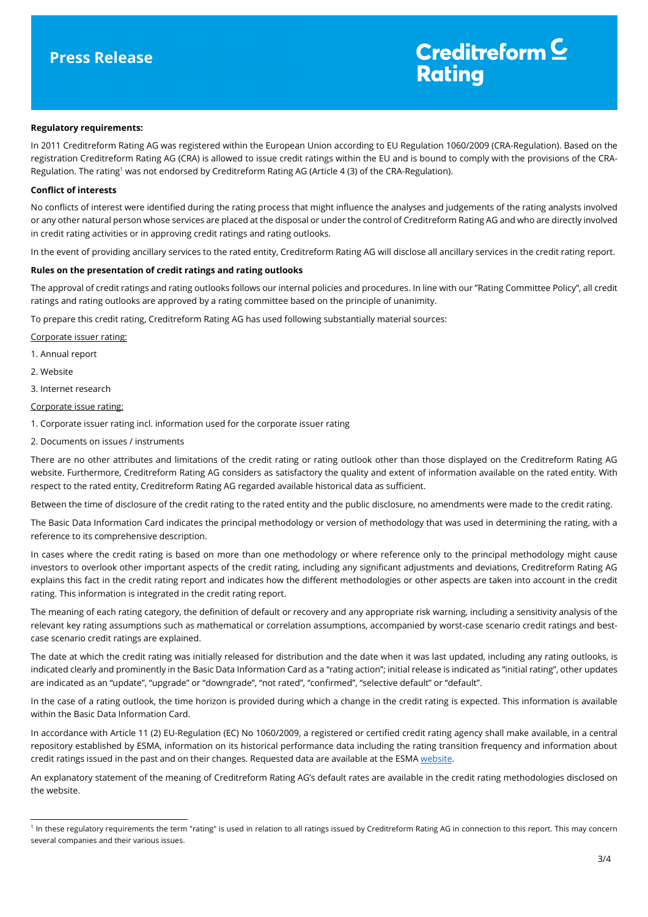**Regulatory requirements:**

In 2011 Creditreform Rating AG was registered within the European Union according to EU Regulation 1060/2009 (CRA-Regulation). Based on the registration Creditreform Rating AG (CRA) is allowed to issue credit ratings within the EU and is bound to comply with the provisions of the CRA-Regulation. The rating[1] was not endorsed by Creditreform Rating AG (Article 4 (3) of the CRA-Regulation).

**Conflict of interests**

No conflicts of interest were identified during the rating process that might influence the analyses and judgements of the rating analysts involved or any other natural person whose services are placed at the disposal or under the control of Creditreform Rating AG and who are directly involved in credit rating activities or in approving credit ratings and rating outlooks.

In the event of providing ancillary services to the rated entity, Creditreform Rating AG will disclose all ancillary services in the credit rating report.

**Rules on the presentation of credit ratings and rating outlooks**

The approval of credit ratings and rating outlooks follows our internal policies and procedures. In line with our "Rating Committee Policy", all credit ratings and rating outlooks are approved by a rating committee based on the principle of unanimity.

To prepare this credit rating, Creditreform Rating AG has used following substantially material sources:

Corporate issuer rating:

1. Annual report
2. Website
3. Internet research

Corporate issue rating:

1. Corporate issuer rating incl. information used for the corporate issuer rating
2. Documents on issues / instruments

There are no other attributes and limitations of the credit rating or rating outlook other than those displayed on the Creditreform Rating AG website. Furthermore, Creditreform Rating AG considers as satisfactory the quality and extent of information available on the rated entity. With respect to the rated entity, Creditreform Rating AG regarded available historical data as sufficient.

Between the time of disclosure of the credit rating to the rated entity and the public disclosure, no amendments were made to the credit rating.

The Basic Data Information Card indicates the principal methodology or version of methodology that was used in determining the rating, with a reference to its comprehensive description.

In cases where the credit rating is based on more than one methodology or where reference only to the principal methodology might cause investors to overlook other important aspects of the credit rating, including any significant adjustments and deviations, Creditreform Rating AG explains this fact in the credit rating report and indicates how the different methodologies or other aspects are taken into account in the credit rating. This information is integrated in the credit rating report.

The meaning of each rating category, the definition of default or recovery and any appropriate risk warning, including a sensitivity analysis of the relevant key rating assumptions such as mathematical or correlation assumptions, accompanied by worst-case scenario credit ratings and best-case scenario credit ratings are explained.

The date at which the credit rating was initially released for distribution and the date when it was last updated, including any rating outlooks, is indicated clearly and prominently in the Basic Data Information Card as a "rating action"; initial release is indicated as "initial rating", other updates are indicated as an "update", "upgrade" or "downgrade", "not rated", "confirmed", "selective default" or "default".

In the case of a rating outlook, the time horizon is provided during which a change in the credit rating is expected. This information is available within the Basic Data Information Card.

In accordance with Article 11 (2) EU-Regulation (EC) No 1060/2009, a registered or certified credit rating agency shall make available, in a central repository established by ESMA, information on its historical performance data including the rating transition frequency and information about credit ratings issued in the past and on their changes. Requested data are available at the ESMA website.

An explanatory statement of the meaning of Creditreform Rating AG's default rates are available in the credit rating methodologies disclosed on the website.

---

[1] In these regulatory requirements the term "rating" is used in relation to all ratings issued by Creditreform Rating AG in connection to this report. This may concern several companies and their various issues.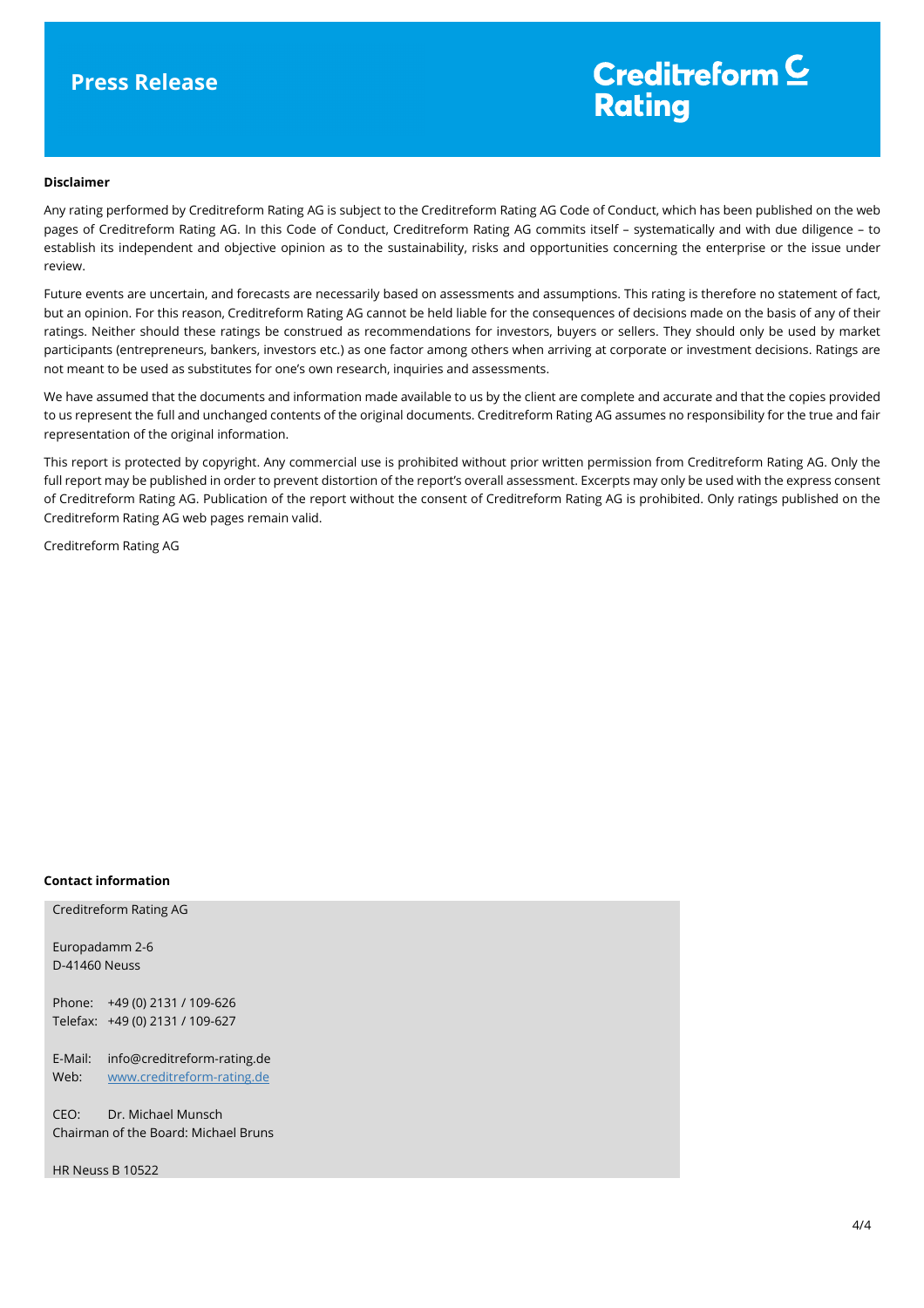**Disclaimer**

Any rating performed by Creditreform Rating AG is subject to the Creditreform Rating AG Code of Conduct, which has been published on the web pages of Creditreform Rating AG. In this Code of Conduct, Creditreform Rating AG commits itself – systematically and with due diligence – to establish its independent and objective opinion as to the sustainability, risks and opportunities concerning the enterprise or the issue under review.

Future events are uncertain, and forecasts are necessarily based on assessments and assumptions. This rating is therefore no statement of fact, but an opinion. For this reason, Creditreform Rating AG cannot be held liable for the consequences of decisions made on the basis of any of their ratings. Neither should these ratings be construed as recommendations for investors, buyers or sellers. They should only be used by market participants (entrepreneurs, bankers, investors etc.) as one factor among others when arriving at corporate or investment decisions. Ratings are not meant to be used as substitutes for one's own research, inquiries and assessments.

We have assumed that the documents and information made available to us by the client are complete and accurate and that the copies provided to us represent the full and unchanged contents of the original documents. Creditreform Rating AG assumes no responsibility for the true and fair representation of the original information.

This report is protected by copyright. Any commercial use is prohibited without prior written permission from Creditreform Rating AG. Only the full report may be published in order to prevent distortion of the report's overall assessment. Excerpts may only be used with the express consent of Creditreform Rating AG. Publication of the report without the consent of Creditreform Rating AG is prohibited. Only ratings published on the Creditreform Rating AG web pages remain valid.

Creditreform Rating AG

**Contact information**

Creditreform Rating AG

Europadamm 2-6
D-41460 Neuss

Phone: +49 (0) 2131 / 109-626
Telefax: +49 (0) 2131 / 109-627

E-Mail: info@creditreform-rating.de
Web: www.creditreform-rating.de

CEO: Dr. Michael Munsch
Chairman of the Board: Michael Bruns

HR Neuss B 10522